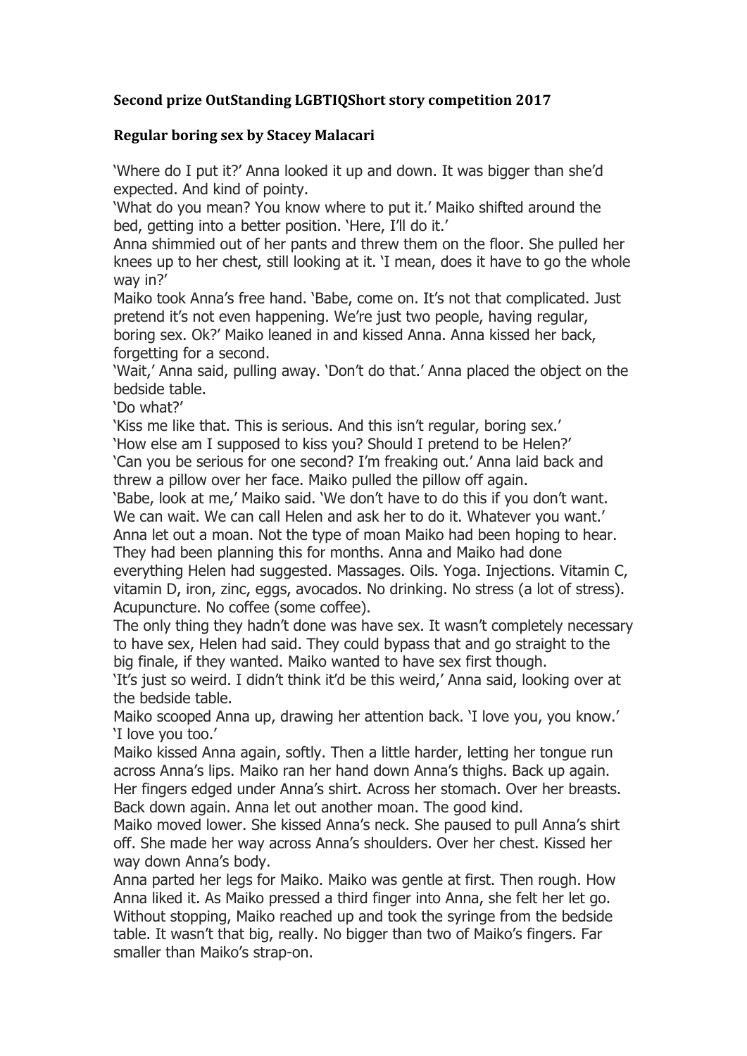**Second prize OutStanding LGBTIQShort story competition 2017**

**Regular boring sex by Stacey Malacari**

'Where do I put it?' Anna looked it up and down. It was bigger than she'd expected. And kind of pointy.

'What do you mean? You know where to put it.' Maiko shifted around the bed, getting into a better position. 'Here, I'll do it.'

Anna shimmied out of her pants and threw them on the floor. She pulled her knees up to her chest, still looking at it. 'I mean, does it have to go the whole way in?'

Maiko took Anna's free hand. 'Babe, come on. It's not that complicated. Just pretend it's not even happening. We're just two people, having regular, boring sex. Ok?' Maiko leaned in and kissed Anna. Anna kissed her back, forgetting for a second.

'Wait,' Anna said, pulling away. 'Don't do that.' Anna placed the object on the bedside table.

'Do what?'

'Kiss me like that. This is serious. And this isn't regular, boring sex.'

'How else am I supposed to kiss you? Should I pretend to be Helen?'

'Can you be serious for one second? I'm freaking out.' Anna laid back and threw a pillow over her face. Maiko pulled the pillow off again.

'Babe, look at me,' Maiko said. 'We don't have to do this if you don't want. We can wait. We can call Helen and ask her to do it. Whatever you want.'

Anna let out a moan. Not the type of moan Maiko had been hoping to hear. They had been planning this for months. Anna and Maiko had done everything Helen had suggested. Massages. Oils. Yoga. Injections. Vitamin C, vitamin D, iron, zinc, eggs, avocados. No drinking. No stress (a lot of stress). Acupuncture. No coffee (some coffee).

The only thing they hadn't done was have sex. It wasn't completely necessary to have sex, Helen had said. They could bypass that and go straight to the big finale, if they wanted. Maiko wanted to have sex first though.

'It's just so weird. I didn't think it'd be this weird,' Anna said, looking over at the bedside table.

Maiko scooped Anna up, drawing her attention back. 'I love you, you know.'

'I love you too.'

Maiko kissed Anna again, softly. Then a little harder, letting her tongue run across Anna's lips. Maiko ran her hand down Anna's thighs. Back up again. Her fingers edged under Anna's shirt. Across her stomach. Over her breasts. Back down again. Anna let out another moan. The good kind.

Maiko moved lower. She kissed Anna's neck. She paused to pull Anna's shirt off. She made her way across Anna's shoulders. Over her chest. Kissed her way down Anna's body.

Anna parted her legs for Maiko. Maiko was gentle at first. Then rough. How Anna liked it. As Maiko pressed a third finger into Anna, she felt her let go. Without stopping, Maiko reached up and took the syringe from the bedside table. It wasn't that big, really. No bigger than two of Maiko's fingers. Far smaller than Maiko's strap-on.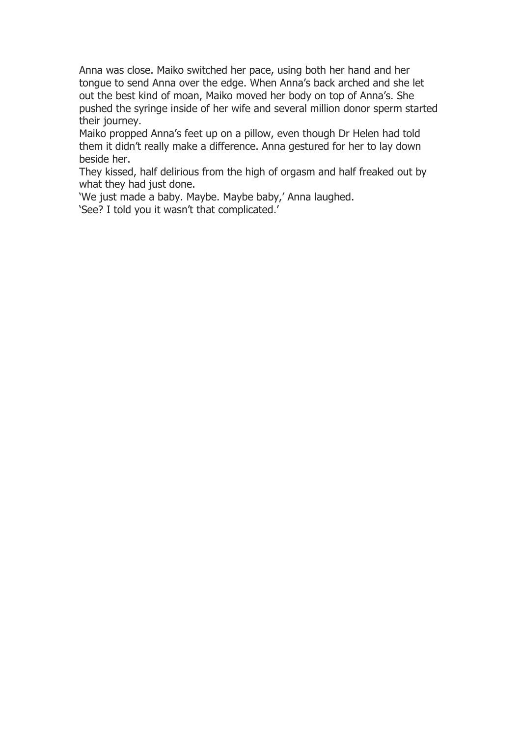Anna was close. Maiko switched her pace, using both her hand and her tongue to send Anna over the edge. When Anna's back arched and she let out the best kind of moan, Maiko moved her body on top of Anna's. She pushed the syringe inside of her wife and several million donor sperm started their journey.

Maiko propped Anna's feet up on a pillow, even though Dr Helen had told them it didn't really make a difference. Anna gestured for her to lay down beside her.

They kissed, half delirious from the high of orgasm and half freaked out by what they had just done.

'We just made a baby. Maybe. Maybe baby,' Anna laughed.

'See? I told you it wasn't that complicated.'